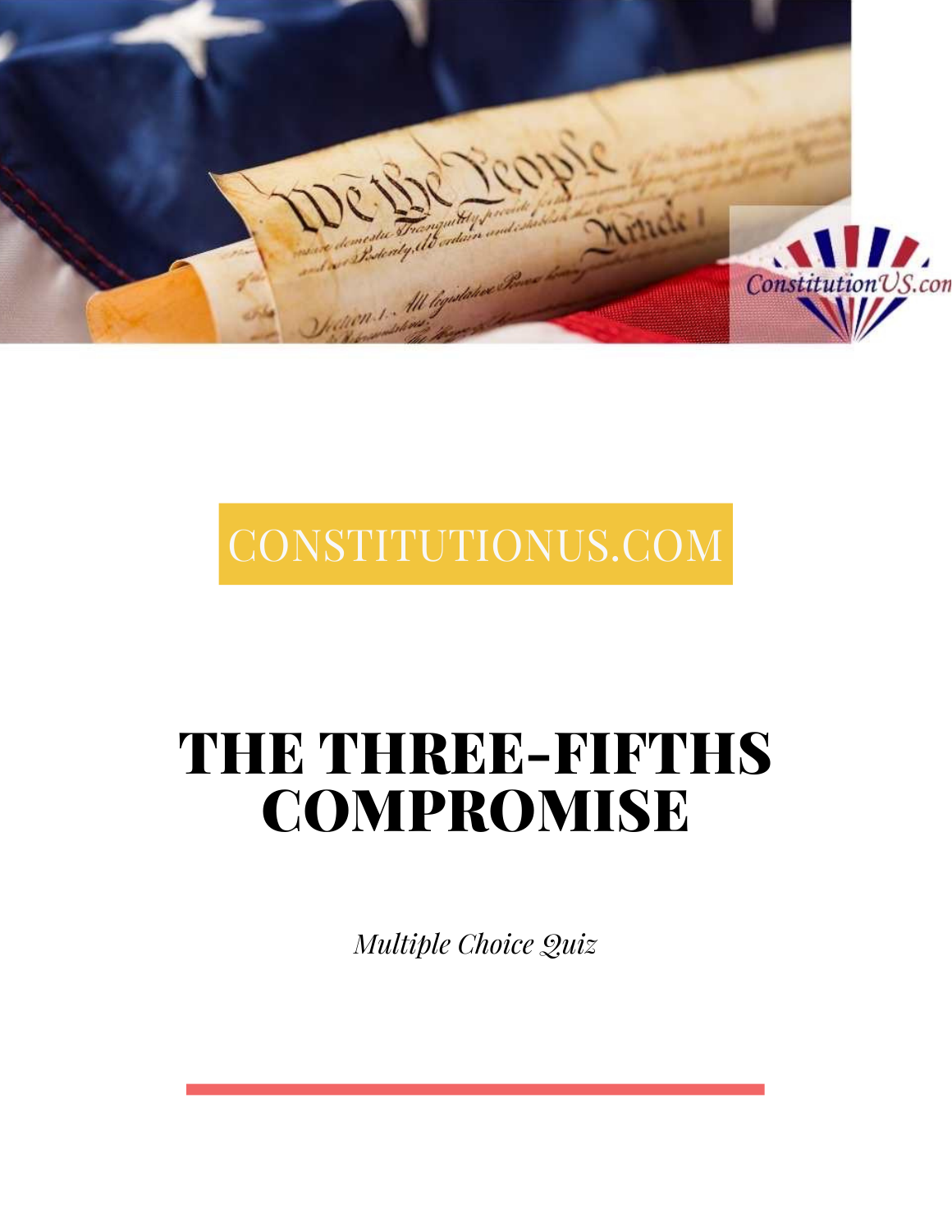CONSTITUTIONUS.COM

# THE THREE-FIFTHS COMPROMISE

*Multiple Choice Quiz*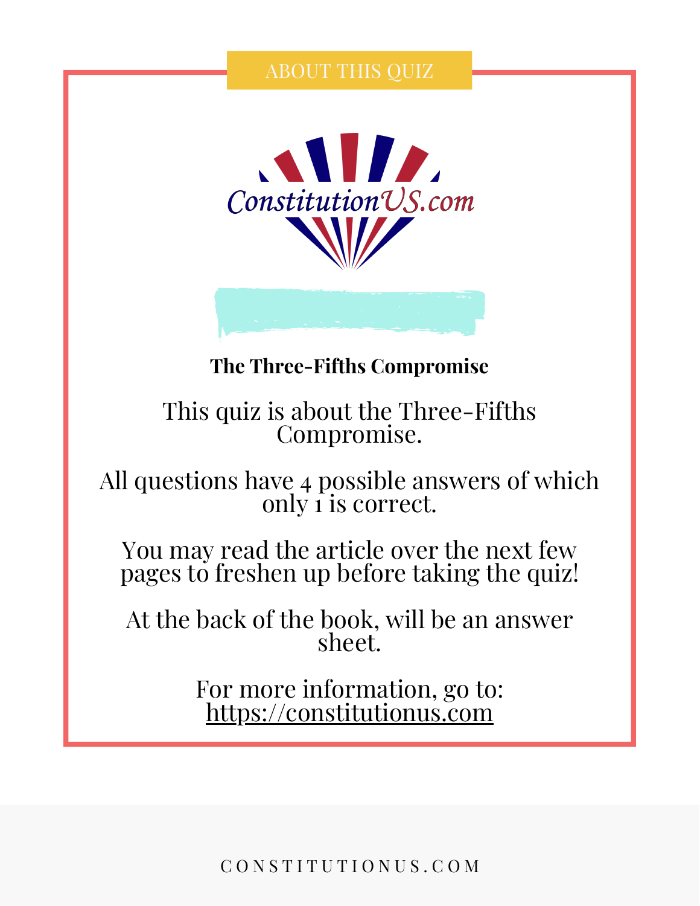ABOUT THIS QUIZ

ConstitutionUS.com

**The Three-Fifths Compromise**

This quiz is about the Three-Fifths Compromise.

All questions have 4 possible answers of which only 1 is correct.

You may read the article over the next few pages to freshen up before taking the quiz!

At the back of the book, will be an answer sheet.

For more information, go to:
https://constitutionus.com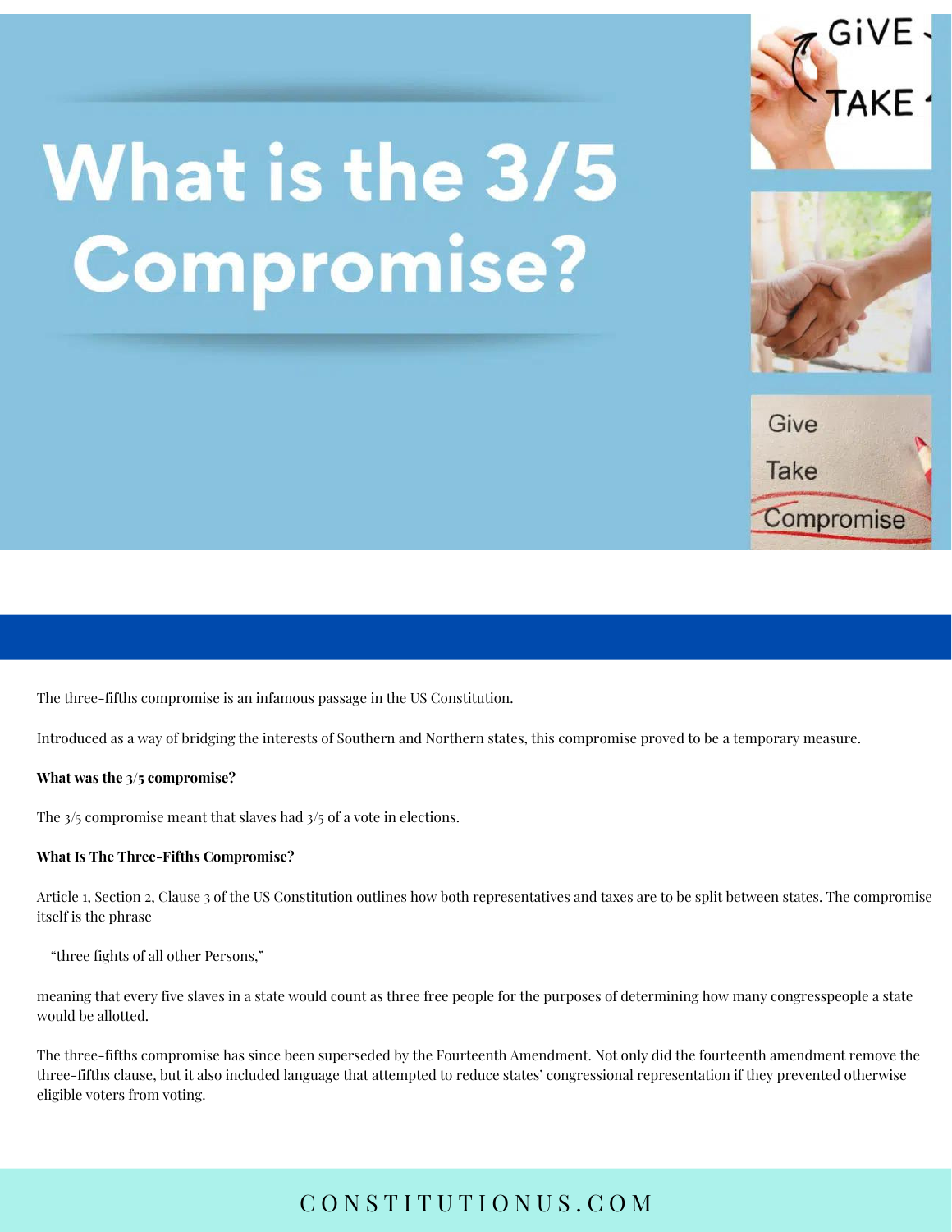# What is the 3/5 Compromise?

The three-fifths compromise is an infamous passage in the US Constitution.

Introduced as a way of bridging the interests of Southern and Northern states, this compromise proved to be a temporary measure.

**What was the 3/5 compromise?**

The 3/5 compromise meant that slaves had 3/5 of a vote in elections.

**What Is The Three-Fifths Compromise?**

Article 1, Section 2, Clause 3 of the US Constitution outlines how both representatives and taxes are to be split between states. The compromise itself is the phrase

> "three fights of all other Persons,"

meaning that every five slaves in a state would count as three free people for the purposes of determining how many congresspeople a state would be allotted.

The three-fifths compromise has since been superseded by the Fourteenth Amendment. Not only did the fourteenth amendment remove the three-fifths clause, but it also included language that attempted to reduce states' congressional representation if they prevented otherwise eligible voters from voting.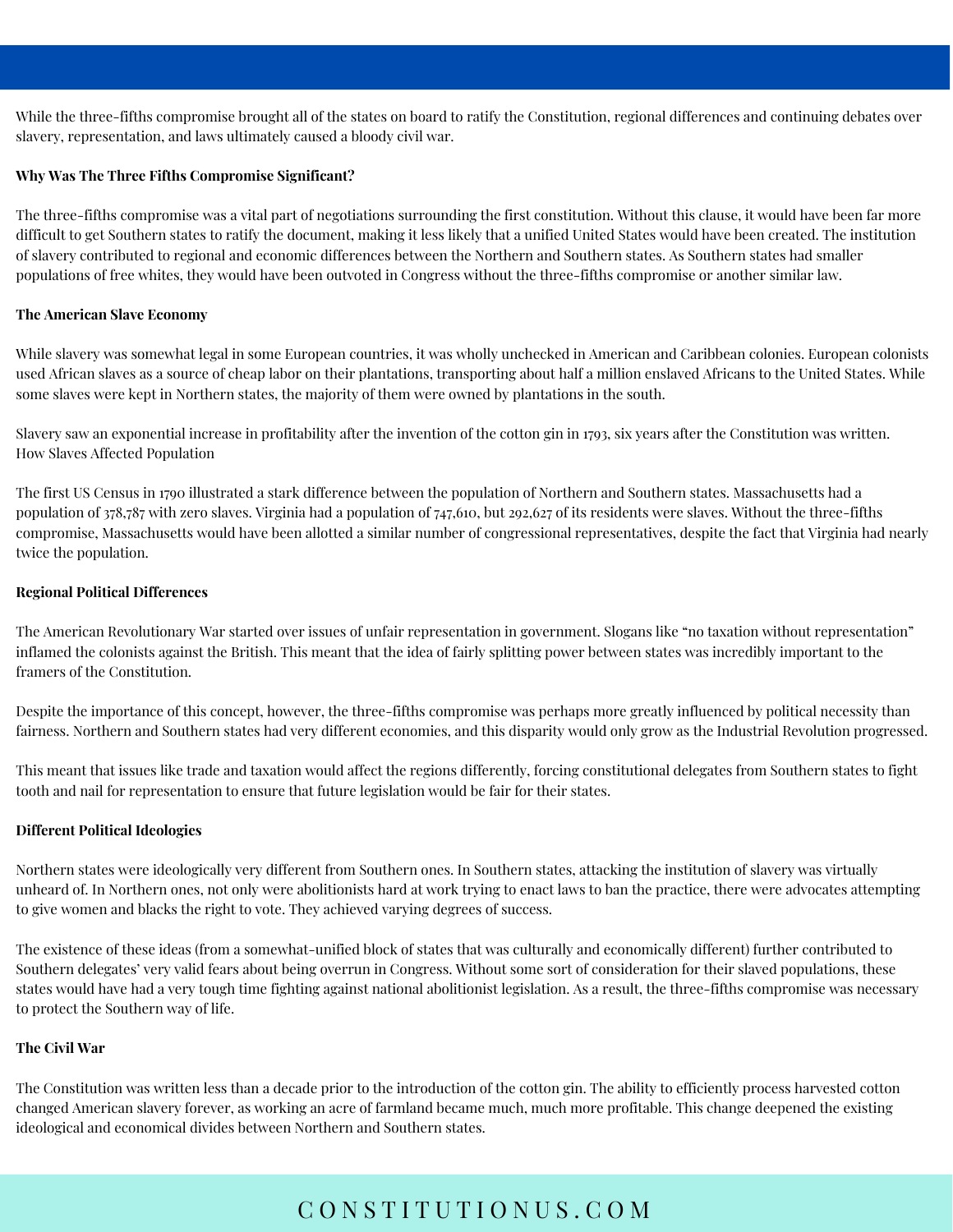While the three-fifths compromise brought all of the states on board to ratify the Constitution, regional differences and continuing debates over slavery, representation, and laws ultimately caused a bloody civil war.

**Why Was The Three Fifths Compromise Significant?**

The three-fifths compromise was a vital part of negotiations surrounding the first constitution. Without this clause, it would have been far more difficult to get Southern states to ratify the document, making it less likely that a unified United States would have been created. The institution of slavery contributed to regional and economic differences between the Northern and Southern states. As Southern states had smaller populations of free whites, they would have been outvoted in Congress without the three-fifths compromise or another similar law.

**The American Slave Economy**

While slavery was somewhat legal in some European countries, it was wholly unchecked in American and Caribbean colonies. European colonists used African slaves as a source of cheap labor on their plantations, transporting about half a million enslaved Africans to the United States. While some slaves were kept in Northern states, the majority of them were owned by plantations in the south.

Slavery saw an exponential increase in profitability after the invention of the cotton gin in 1793, six years after the Constitution was written.
How Slaves Affected Population

The first US Census in 1790 illustrated a stark difference between the population of Northern and Southern states. Massachusetts had a population of 378,787 with zero slaves. Virginia had a population of 747,610, but 292,627 of its residents were slaves. Without the three-fifths compromise, Massachusetts would have been allotted a similar number of congressional representatives, despite the fact that Virginia had nearly twice the population.

**Regional Political Differences**

The American Revolutionary War started over issues of unfair representation in government. Slogans like "no taxation without representation" inflamed the colonists against the British. This meant that the idea of fairly splitting power between states was incredibly important to the framers of the Constitution.

Despite the importance of this concept, however, the three-fifths compromise was perhaps more greatly influenced by political necessity than fairness. Northern and Southern states had very different economies, and this disparity would only grow as the Industrial Revolution progressed.

This meant that issues like trade and taxation would affect the regions differently, forcing constitutional delegates from Southern states to fight tooth and nail for representation to ensure that future legislation would be fair for their states.

**Different Political Ideologies**

Northern states were ideologically very different from Southern ones. In Southern states, attacking the institution of slavery was virtually unheard of. In Northern ones, not only were abolitionists hard at work trying to enact laws to ban the practice, there were advocates attempting to give women and blacks the right to vote. They achieved varying degrees of success.

The existence of these ideas (from a somewhat-unified block of states that was culturally and economically different) further contributed to Southern delegates' very valid fears about being overrun in Congress. Without some sort of consideration for their slaved populations, these states would have had a very tough time fighting against national abolitionist legislation. As a result, the three-fifths compromise was necessary to protect the Southern way of life.

**The Civil War**

The Constitution was written less than a decade prior to the introduction of the cotton gin. The ability to efficiently process harvested cotton changed American slavery forever, as working an acre of farmland became much, much more profitable. This change deepened the existing ideological and economical divides between Northern and Southern states.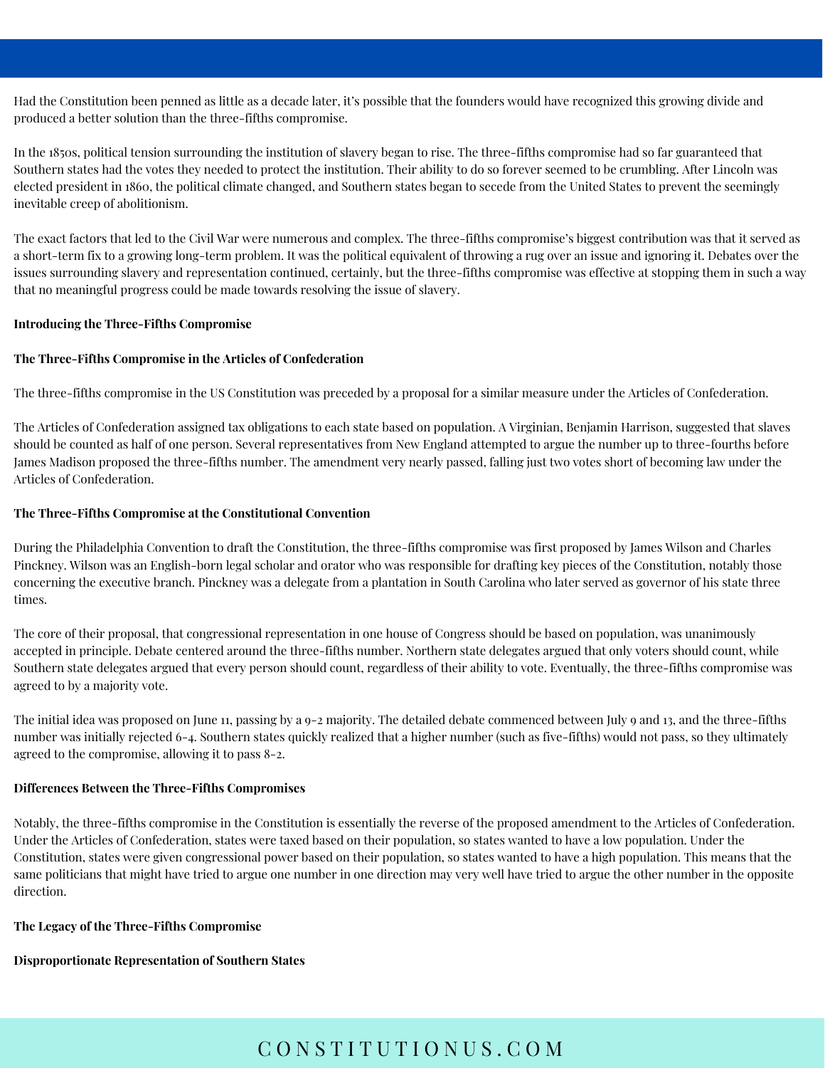Had the Constitution been penned as little as a decade later, it's possible that the founders would have recognized this growing divide and produced a better solution than the three-fifths compromise.

In the 1850s, political tension surrounding the institution of slavery began to rise. The three-fifths compromise had so far guaranteed that Southern states had the votes they needed to protect the institution. Their ability to do so forever seemed to be crumbling. After Lincoln was elected president in 1860, the political climate changed, and Southern states began to secede from the United States to prevent the seemingly inevitable creep of abolitionism.

The exact factors that led to the Civil War were numerous and complex. The three-fifths compromise's biggest contribution was that it served as a short-term fix to a growing long-term problem. It was the political equivalent of throwing a rug over an issue and ignoring it. Debates over the issues surrounding slavery and representation continued, certainly, but the three-fifths compromise was effective at stopping them in such a way that no meaningful progress could be made towards resolving the issue of slavery.

## Introducing the Three-Fifths Compromise

### The Three-Fifths Compromise in the Articles of Confederation

The three-fifths compromise in the US Constitution was preceded by a proposal for a similar measure under the Articles of Confederation.

The Articles of Confederation assigned tax obligations to each state based on population. A Virginian, Benjamin Harrison, suggested that slaves should be counted as half of one person. Several representatives from New England attempted to argue the number up to three-fourths before James Madison proposed the three-fifths number. The amendment very nearly passed, falling just two votes short of becoming law under the Articles of Confederation.

### The Three-Fifths Compromise at the Constitutional Convention

During the Philadelphia Convention to draft the Constitution, the three-fifths compromise was first proposed by James Wilson and Charles Pinckney. Wilson was an English-born legal scholar and orator who was responsible for drafting key pieces of the Constitution, notably those concerning the executive branch. Pinckney was a delegate from a plantation in South Carolina who later served as governor of his state three times.

The core of their proposal, that congressional representation in one house of Congress should be based on population, was unanimously accepted in principle. Debate centered around the three-fifths number. Northern state delegates argued that only voters should count, while Southern state delegates argued that every person should count, regardless of their ability to vote. Eventually, the three-fifths compromise was agreed to by a majority vote.

The initial idea was proposed on June 11, passing by a 9-2 majority. The detailed debate commenced between July 9 and 13, and the three-fifths number was initially rejected 6-4. Southern states quickly realized that a higher number (such as five-fifths) would not pass, so they ultimately agreed to the compromise, allowing it to pass 8-2.

### Differences Between the Three-Fifths Compromises

Notably, the three-fifths compromise in the Constitution is essentially the reverse of the proposed amendment to the Articles of Confederation. Under the Articles of Confederation, states were taxed based on their population, so states wanted to have a low population. Under the Constitution, states were given congressional power based on their population, so states wanted to have a high population. This means that the same politicians that might have tried to argue one number in one direction may very well have tried to argue the other number in the opposite direction.

## The Legacy of the Three-Fifths Compromise

### Disproportionate Representation of Southern States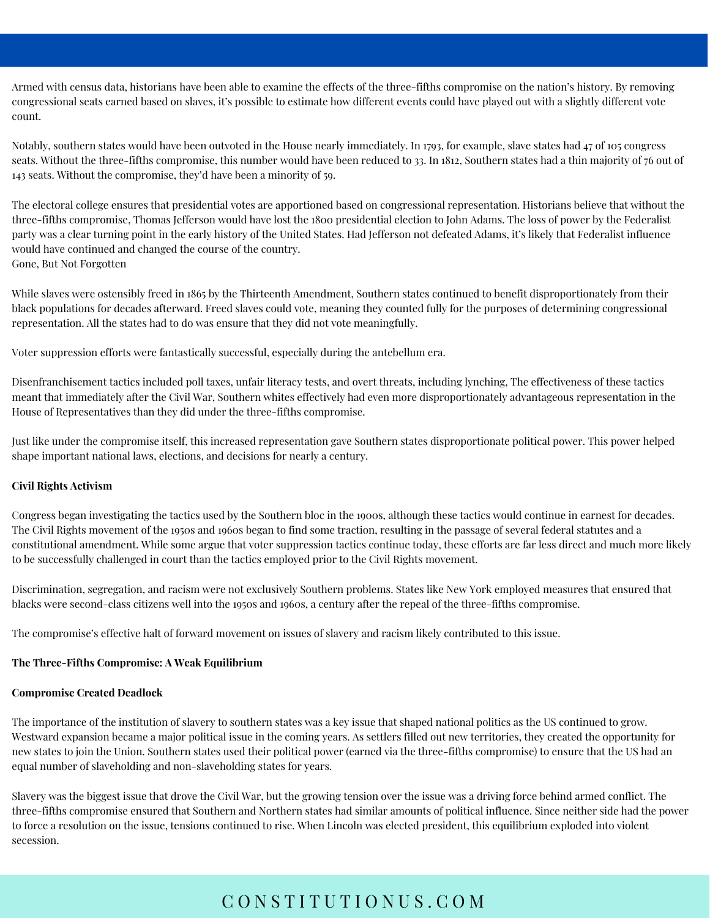Armed with census data, historians have been able to examine the effects of the three-fifths compromise on the nation's history. By removing congressional seats earned based on slaves, it's possible to estimate how different events could have played out with a slightly different vote count.

Notably, southern states would have been outvoted in the House nearly immediately. In 1793, for example, slave states had 47 of 105 congress seats. Without the three-fifths compromise, this number would have been reduced to 33. In 1812, Southern states had a thin majority of 76 out of 143 seats. Without the compromise, they'd have been a minority of 59.

The electoral college ensures that presidential votes are apportioned based on congressional representation. Historians believe that without the three-fifths compromise, Thomas Jefferson would have lost the 1800 presidential election to John Adams. The loss of power by the Federalist party was a clear turning point in the early history of the United States. Had Jefferson not defeated Adams, it's likely that Federalist influence would have continued and changed the course of the country.

Gone, But Not Forgotten

While slaves were ostensibly freed in 1865 by the Thirteenth Amendment, Southern states continued to benefit disproportionately from their black populations for decades afterward. Freed slaves could vote, meaning they counted fully for the purposes of determining congressional representation. All the states had to do was ensure that they did not vote meaningfully.

Voter suppression efforts were fantastically successful, especially during the antebellum era.

Disenfranchisement tactics included poll taxes, unfair literacy tests, and overt threats, including lynching, The effectiveness of these tactics meant that immediately after the Civil War, Southern whites effectively had even more disproportionately advantageous representation in the House of Representatives than they did under the three-fifths compromise.

Just like under the compromise itself, this increased representation gave Southern states disproportionate political power. This power helped shape important national laws, elections, and decisions for nearly a century.

**Civil Rights Activism**

Congress began investigating the tactics used by the Southern bloc in the 1900s, although these tactics would continue in earnest for decades. The Civil Rights movement of the 1950s and 1960s began to find some traction, resulting in the passage of several federal statutes and a constitutional amendment. While some argue that voter suppression tactics continue today, these efforts are far less direct and much more likely to be successfully challenged in court than the tactics employed prior to the Civil Rights movement.

Discrimination, segregation, and racism were not exclusively Southern problems. States like New York employed measures that ensured that blacks were second-class citizens well into the 1950s and 1960s, a century after the repeal of the three-fifths compromise.

The compromise's effective halt of forward movement on issues of slavery and racism likely contributed to this issue.

**The Three-Fifths Compromise: A Weak Equilibrium**

**Compromise Created Deadlock**

The importance of the institution of slavery to southern states was a key issue that shaped national politics as the US continued to grow. Westward expansion became a major political issue in the coming years. As settlers filled out new territories, they created the opportunity for new states to join the Union. Southern states used their political power (earned via the three-fifths compromise) to ensure that the US had an equal number of slaveholding and non-slaveholding states for years.

Slavery was the biggest issue that drove the Civil War, but the growing tension over the issue was a driving force behind armed conflict. The three-fifths compromise ensured that Southern and Northern states had similar amounts of political influence. Since neither side had the power to force a resolution on the issue, tensions continued to rise. When Lincoln was elected president, this equilibrium exploded into violent secession.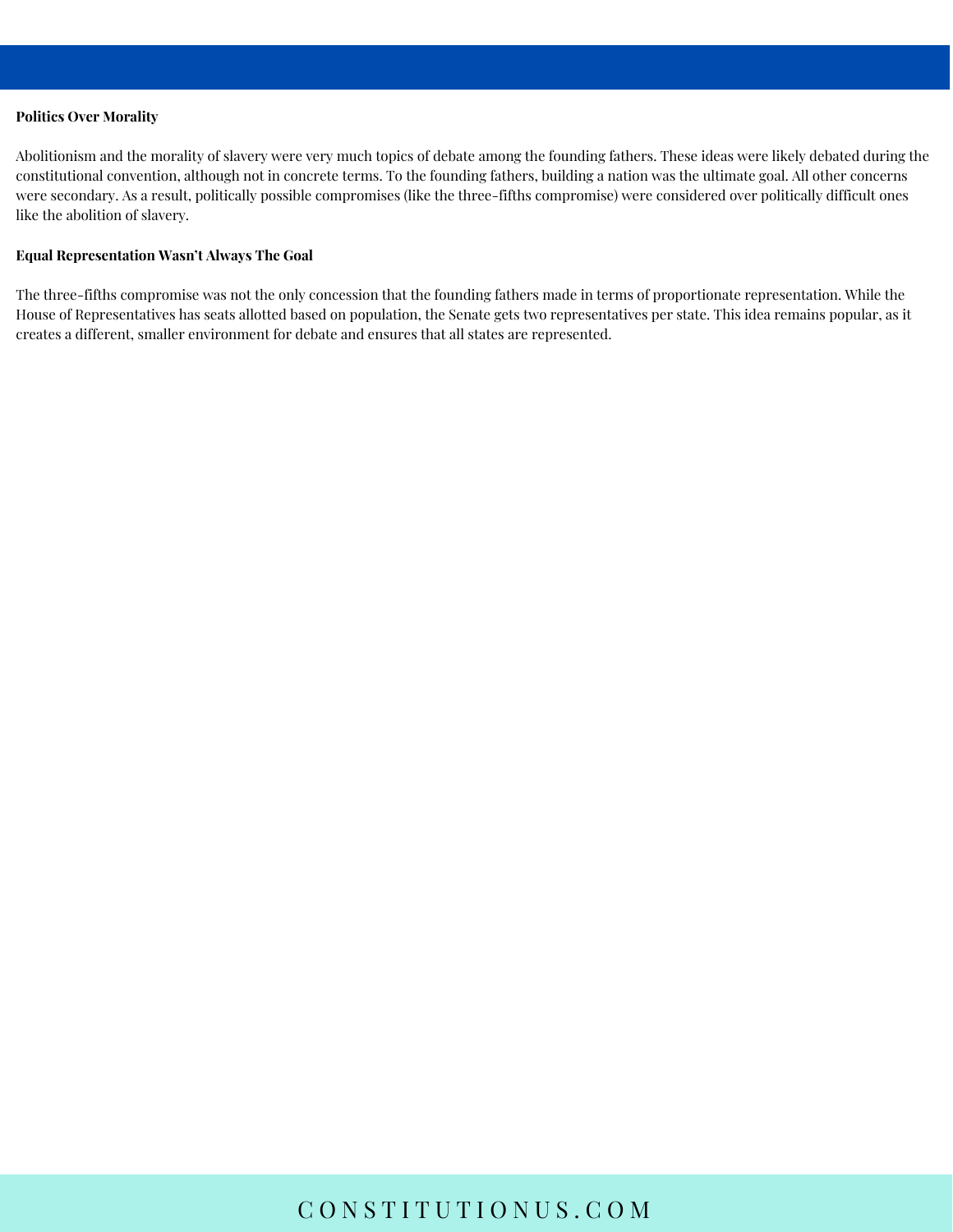**Politics Over Morality**

Abolitionism and the morality of slavery were very much topics of debate among the founding fathers. These ideas were likely debated during the constitutional convention, although not in concrete terms. To the founding fathers, building a nation was the ultimate goal. All other concerns were secondary. As a result, politically possible compromises (like the three-fifths compromise) were considered over politically difficult ones like the abolition of slavery.

**Equal Representation Wasn't Always The Goal**

The three-fifths compromise was not the only concession that the founding fathers made in terms of proportionate representation. While the House of Representatives has seats allotted based on population, the Senate gets two representatives per state. This idea remains popular, as it creates a different, smaller environment for debate and ensures that all states are represented.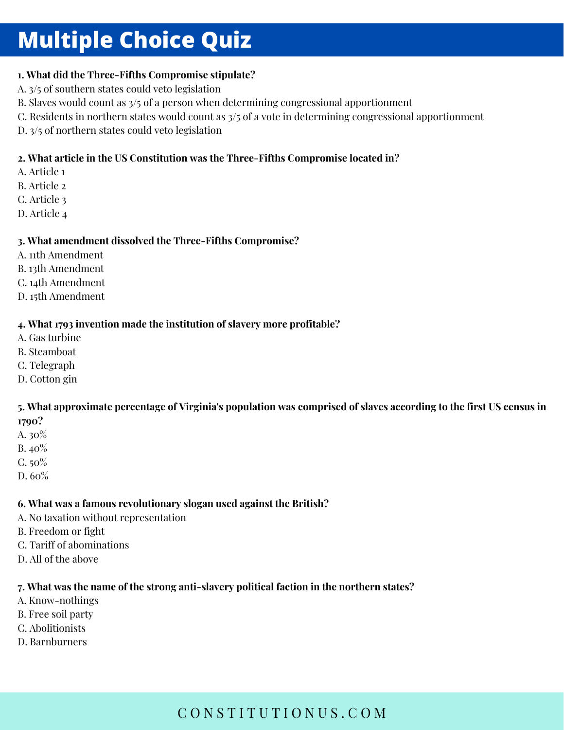# Multiple Choice Quiz

**1. What did the Three-Fifths Compromise stipulate?**

A. 3/5 of southern states could veto legislation
B. Slaves would count as 3/5 of a person when determining congressional apportionment
C. Residents in northern states would count as 3/5 of a vote in determining congressional apportionment
D. 3/5 of northern states could veto legislation

**2. What article in the US Constitution was the Three-Fifths Compromise located in?**

A. Article 1
B. Article 2
C. Article 3
D. Article 4

**3. What amendment dissolved the Three-Fifths Compromise?**

A. 11th Amendment
B. 13th Amendment
C. 14th Amendment
D. 15th Amendment

**4. What 1793 invention made the institution of slavery more profitable?**

A. Gas turbine
B. Steamboat
C. Telegraph
D. Cotton gin

**5. What approximate percentage of Virginia's population was comprised of slaves according to the first US census in 1790?**

A. 30%
B. 40%
C. 50%
D. 60%

**6. What was a famous revolutionary slogan used against the British?**

A. No taxation without representation
B. Freedom or fight
C. Tariff of abominations
D. All of the above

**7. What was the name of the strong anti-slavery political faction in the northern states?**

A. Know-nothings
B. Free soil party
C. Abolitionists
D. Barnburners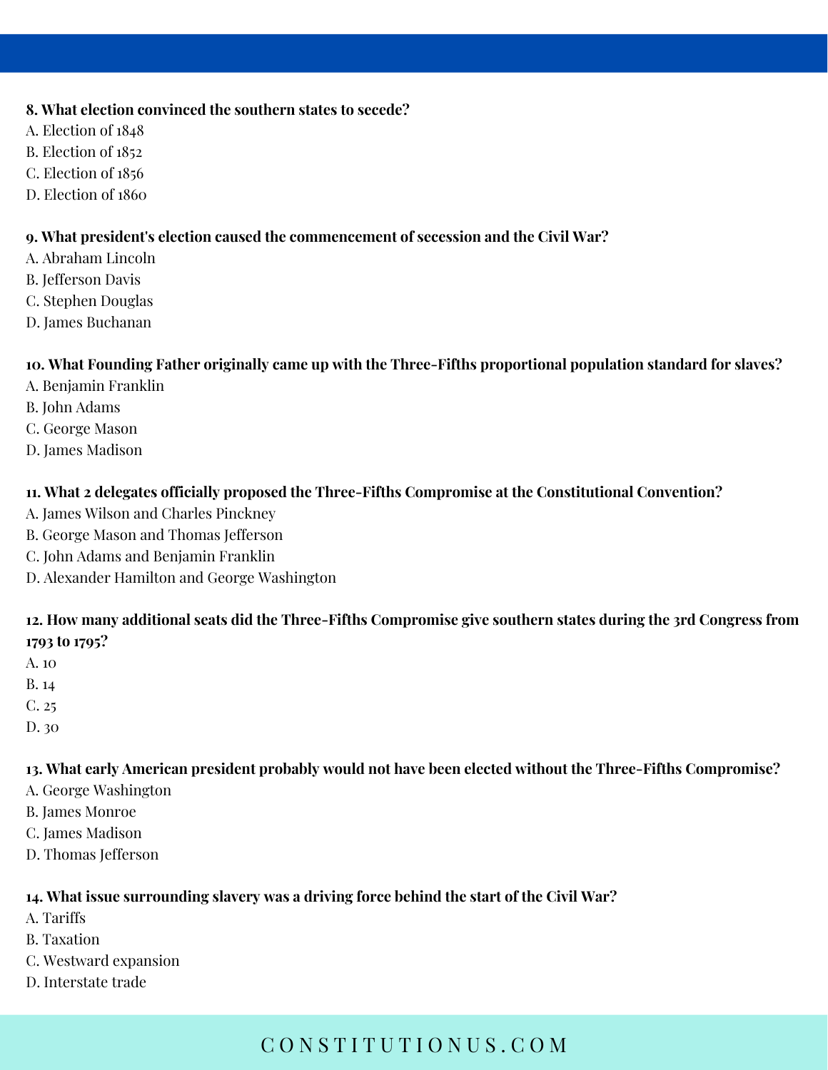**8. What election convinced the southern states to secede?**

A. Election of 1848
B. Election of 1852
C. Election of 1856
D. Election of 1860

**9. What president's election caused the commencement of secession and the Civil War?**

A. Abraham Lincoln
B. Jefferson Davis
C. Stephen Douglas
D. James Buchanan

**10. What Founding Father originally came up with the Three-Fifths proportional population standard for slaves?**

A. Benjamin Franklin
B. John Adams
C. George Mason
D. James Madison

**11. What 2 delegates officially proposed the Three-Fifths Compromise at the Constitutional Convention?**

A. James Wilson and Charles Pinckney
B. George Mason and Thomas Jefferson
C. John Adams and Benjamin Franklin
D. Alexander Hamilton and George Washington

**12. How many additional seats did the Three-Fifths Compromise give southern states during the 3rd Congress from 1793 to 1795?**

A. 10
B. 14
C. 25
D. 30

**13. What early American president probably would not have been elected without the Three-Fifths Compromise?**

A. George Washington
B. James Monroe
C. James Madison
D. Thomas Jefferson

**14. What issue surrounding slavery was a driving force behind the start of the Civil War?**

A. Tariffs
B. Taxation
C. Westward expansion
D. Interstate trade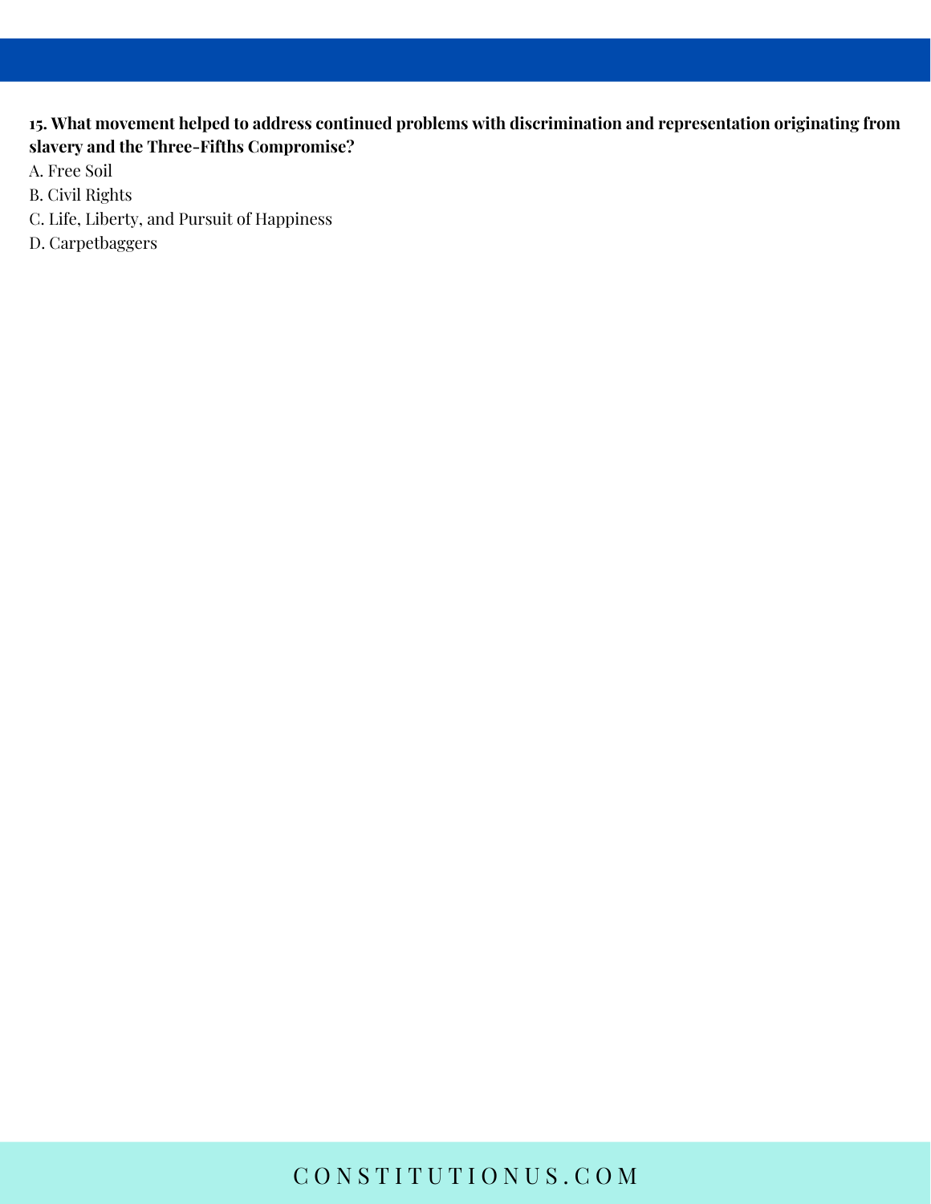**15. What movement helped to address continued problems with discrimination and representation originating from slavery and the Three-Fifths Compromise?**

A. Free Soil

B. Civil Rights

C. Life, Liberty, and Pursuit of Happiness

D. Carpetbaggers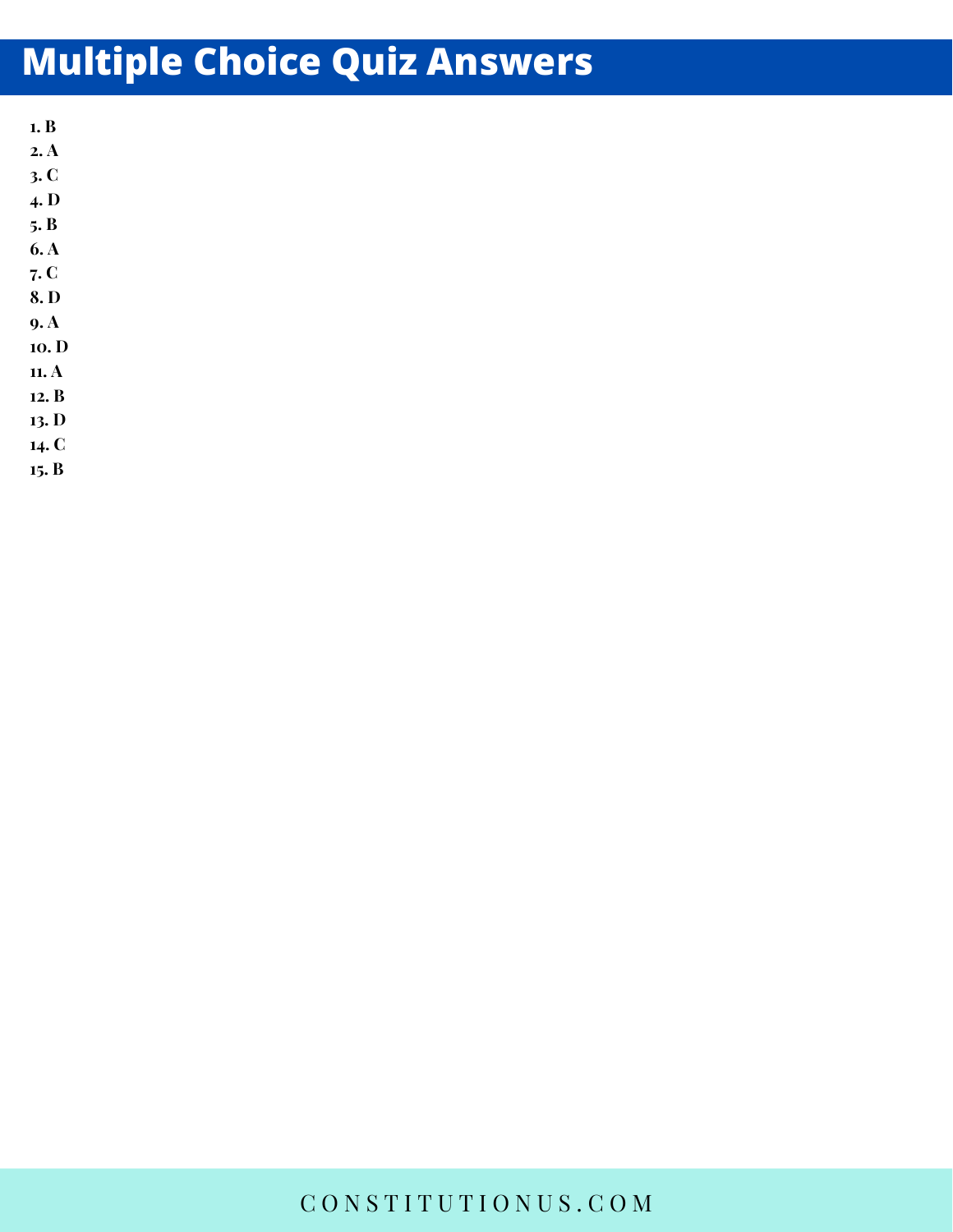# Multiple Choice Quiz Answers

1. B
2. A
3. C
4. D
5. B
6. A
7. C
8. D
9. A
10. D
11. A
12. B
13. D
14. C
15. B

CONSTITUTIONUS.COM